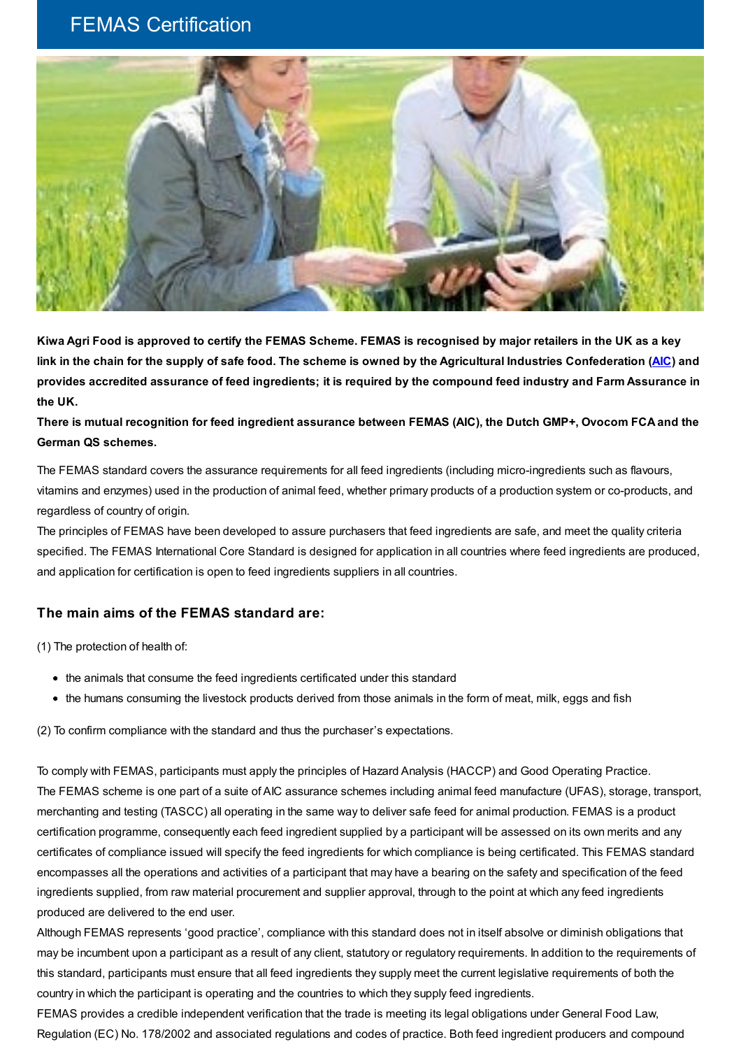# FEMAS Certification

**Kiwa Agri Food is approved to certify the FEMAS Scheme. FEMAS is recognised by major retailers in the UK as a key link in the chain for the supply of safe food. The scheme is owned by the Agricultural Industries Confederation (AIC) and provides accredited assurance of feed ingredients; it is required by the compound feed industry and Farm Assurance in the UK.**

**There is mutual recognition for feed ingredient assurance between FEMAS (AIC), the Dutch GMP+, Ovocom FCA and the German QS schemes.**

The FEMAS standard covers the assurance requirements for all feed ingredients (including micro-ingredients such as flavours, vitamins and enzymes) used in the production of animal feed, whether primary products of a production system or co-products, and regardless of country of origin.

The principles of FEMAS have been developed to assure purchasers that feed ingredients are safe, and meet the quality criteria specified. The FEMAS International Core Standard is designed for application in all countries where feed ingredients are produced, and application for certification is open to feed ingredients suppliers in all countries.

## The main aims of the FEMAS standard are:

(1) The protection of health of:

- the animals that consume the feed ingredients certificated under this standard
- the humans consuming the livestock products derived from those animals in the form of meat, milk, eggs and fish

(2) To confirm compliance with the standard and thus the purchaser's expectations.

To comply with FEMAS, participants must apply the principles of Hazard Analysis (HACCP) and Good Operating Practice.

The FEMAS scheme is one part of a suite of AIC assurance schemes including animal feed manufacture (UFAS), storage, transport, merchanting and testing (TASCC) all operating in the same way to deliver safe feed for animal production. FEMAS is a product certification programme, consequently each feed ingredient supplied by a participant will be assessed on its own merits and any certificates of compliance issued will specify the feed ingredients for which compliance is being certificated. This FEMAS standard encompasses all the operations and activities of a participant that may have a bearing on the safety and specification of the feed ingredients supplied, from raw material procurement and supplier approval, through to the point at which any feed ingredients produced are delivered to the end user.

Although FEMAS represents 'good practice', compliance with this standard does not in itself absolve or diminish obligations that may be incumbent upon a participant as a result of any client, statutory or regulatory requirements. In addition to the requirements of this standard, participants must ensure that all feed ingredients they supply meet the current legislative requirements of both the country in which the participant is operating and the countries to which they supply feed ingredients.

FEMAS provides a credible independent verification that the trade is meeting its legal obligations under General Food Law, Regulation (EC) No. 178/2002 and associated regulations and codes of practice. Both feed ingredient producers and compound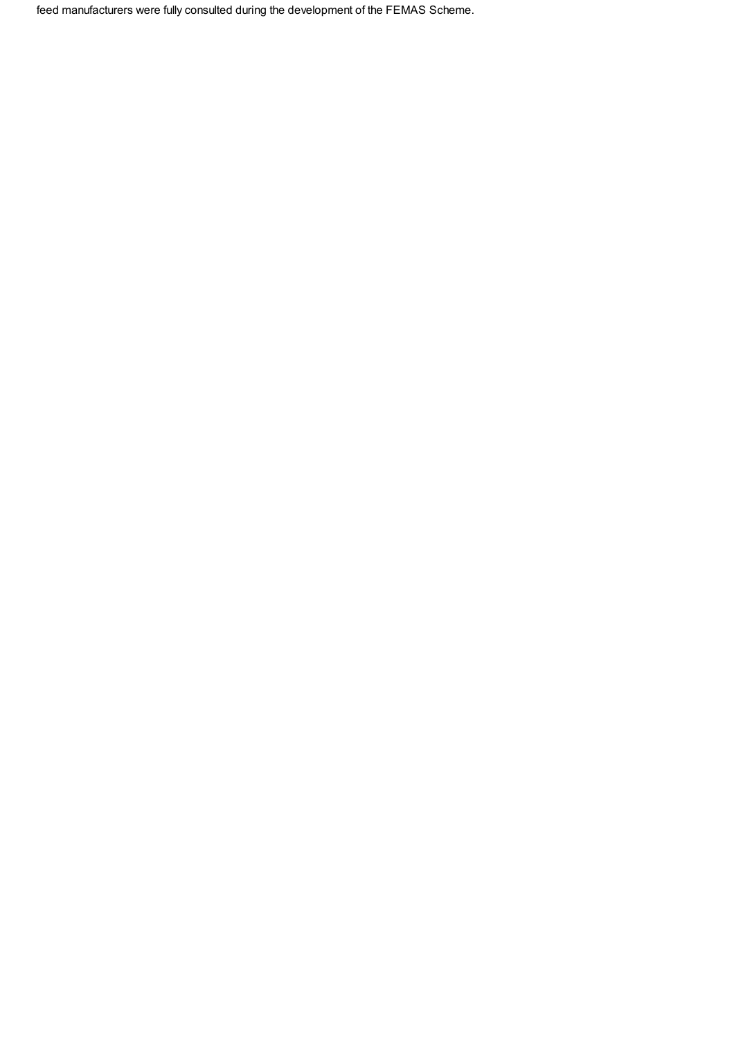feed manufacturers were fully consulted during the development of the FEMAS Scheme.